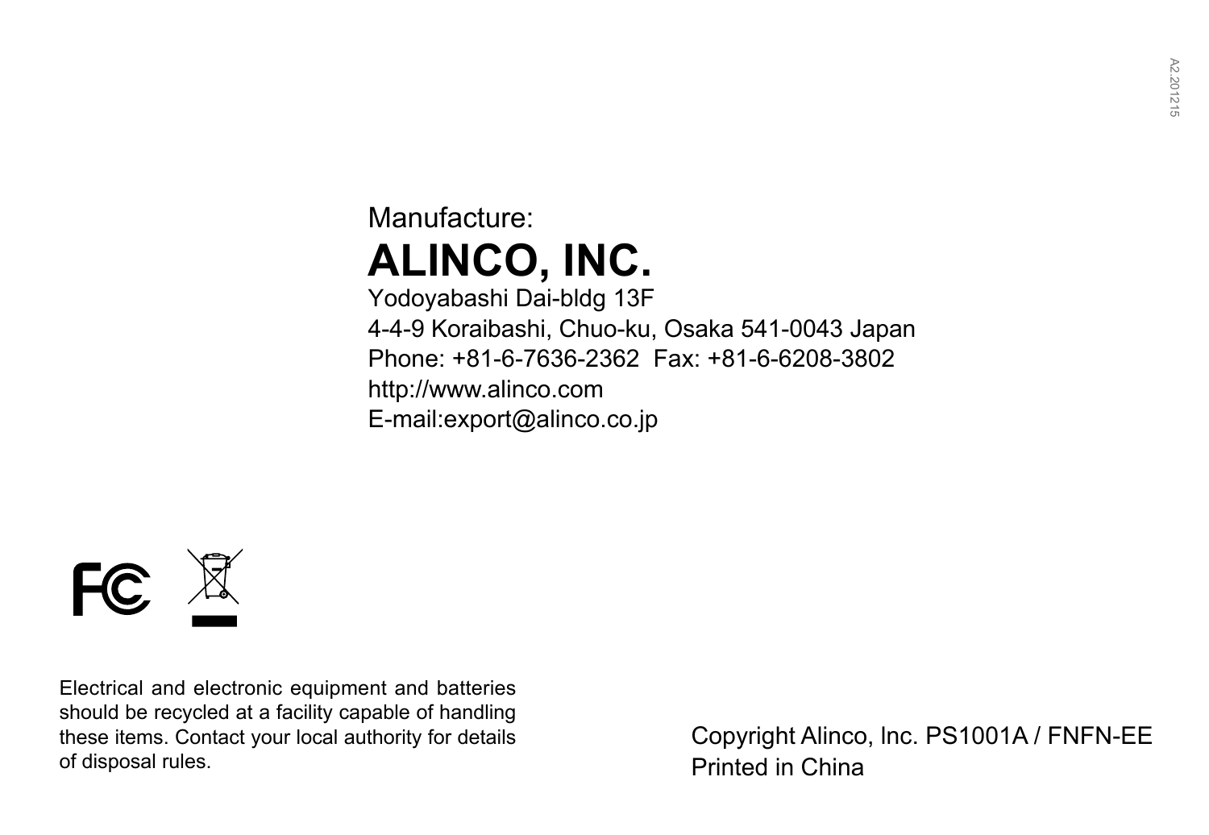Manufacture:

# ALINCO, INC.

Yodoyabashi Dai-bldg 13F
4-4-9 Koraibashi, Chuo-ku, Osaka 541-0043 Japan
Phone: +81-6-7636-2362  Fax: +81-6-6208-3802
http://www.alinco.com
E-mail:export@alinco.co.jp

Electrical and electronic equipment and batteries should be recycled at a facility capable of handling these items. Contact your local authority for details of disposal rules.

Copyright Alinco, Inc. PS1001A / FNFN-EE
Printed in China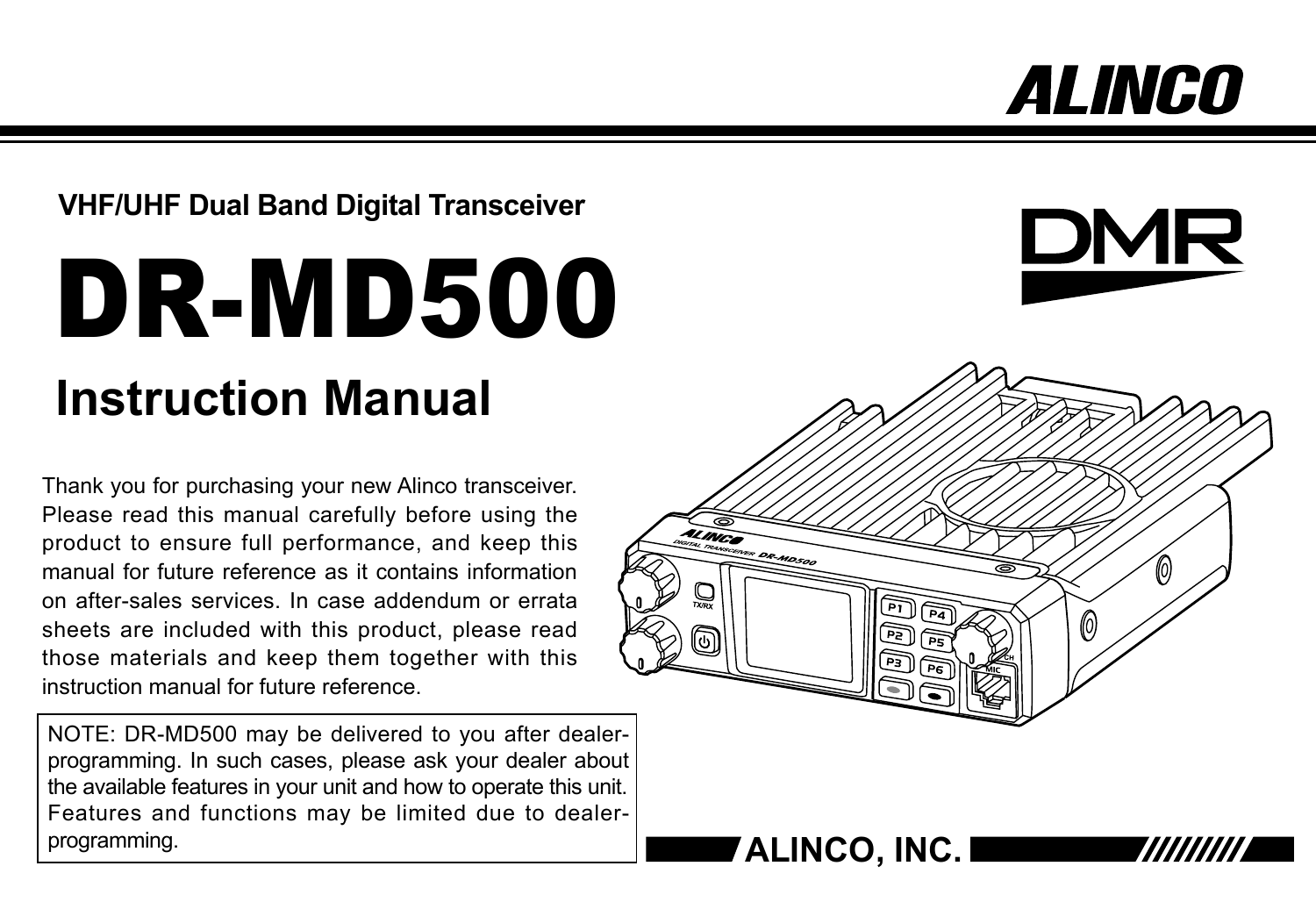ALINCO

**VHF/UHF Dual Band Digital Transceiver**

DMR

# DR-MD500

## Instruction Manual

Thank you for purchasing your new Alinco transceiver. Please read this manual carefully before using the product to ensure full performance, and keep this manual for future reference as it contains information on after-sales services. In case addendum or errata sheets are included with this product, please read those materials and keep them together with this instruction manual for future reference.

NOTE: DR-MD500 may be delivered to you after dealer-programming. In such cases, please ask your dealer about the available features in your unit and how to operate this unit. Features and functions may be limited due to dealer-programming.

**ALINCO, INC.**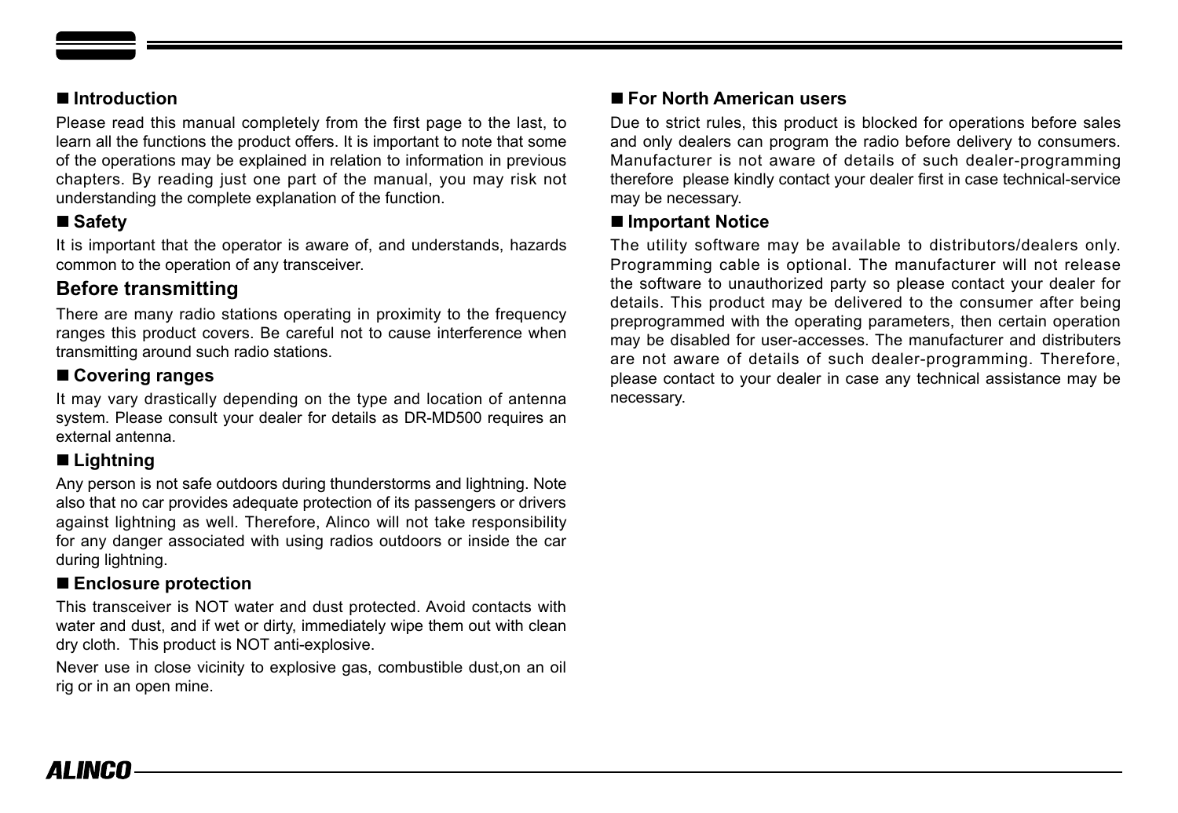## ■ Introduction

Please read this manual completely from the first page to the last, to learn all the functions the product offers. It is important to note that some of the operations may be explained in relation to information in previous chapters. By reading just one part of the manual, you may risk not understanding the complete explanation of the function.

## ■ Safety

It is important that the operator is aware of, and understands, hazards common to the operation of any transceiver.

## Before transmitting

There are many radio stations operating in proximity to the frequency ranges this product covers. Be careful not to cause interference when transmitting around such radio stations.

## ■ Covering ranges

It may vary drastically depending on the type and location of antenna system. Please consult your dealer for details as DR-MD500 requires an external antenna.

## ■ Lightning

Any person is not safe outdoors during thunderstorms and lightning. Note also that no car provides adequate protection of its passengers or drivers against lightning as well. Therefore, Alinco will not take responsibility for any danger associated with using radios outdoors or inside the car during lightning.

## ■ Enclosure protection

This transceiver is NOT water and dust protected. Avoid contacts with water and dust, and if wet or dirty, immediately wipe them out with clean dry cloth. This product is NOT anti-explosive.

Never use in close vicinity to explosive gas, combustible dust,on an oil rig or in an open mine.

## ■ For North American users

Due to strict rules, this product is blocked for operations before sales and only dealers can program the radio before delivery to consumers. Manufacturer is not aware of details of such dealer-programming therefore please kindly contact your dealer first in case technical-service may be necessary.

## ■ Important Notice

The utility software may be available to distributors/dealers only. Programming cable is optional. The manufacturer will not release the software to unauthorized party so please contact your dealer for details. This product may be delivered to the consumer after being preprogrammed with the operating parameters, then certain operation may be disabled for user-accesses. The manufacturer and distributers are not aware of details of such dealer-programming. Therefore, please contact to your dealer in case any technical assistance may be necessary.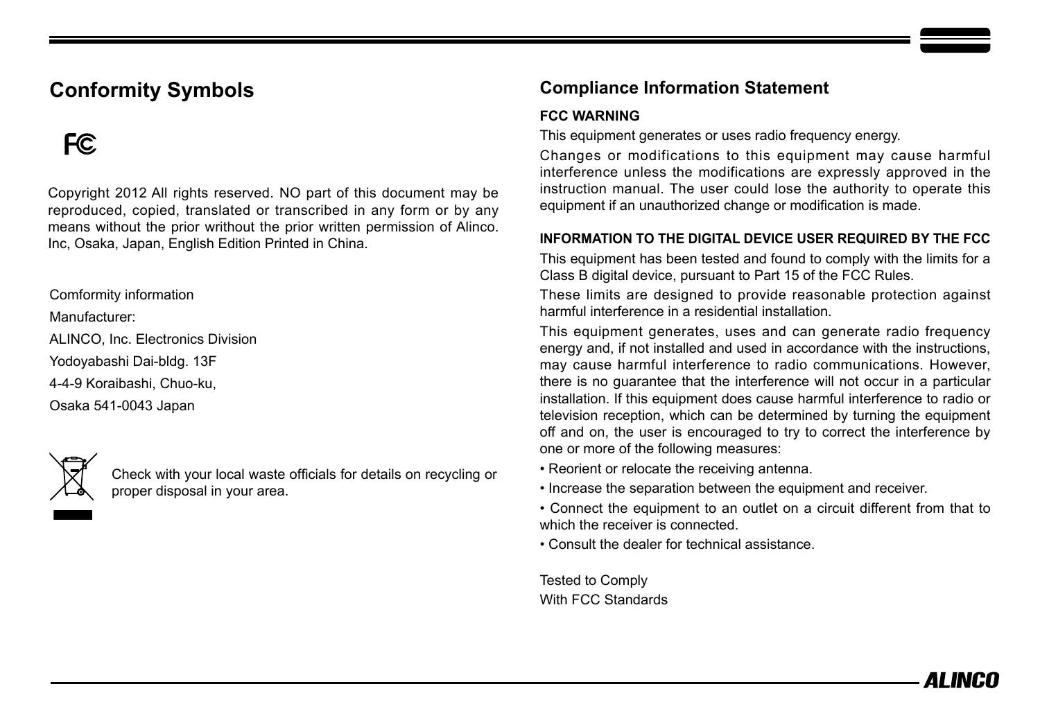## Conformity Symbols

FC

Copyright 2012 All rights reserved. NO part of this document may be reproduced, copied, translated or transcribed in any form or by any means without the prior writhout the prior written permission of Alinco. Inc, Osaka, Japan, English Edition Printed in China.

Comformity information

Manufacturer:

ALINCO, Inc. Electronics Division

Yodoyabashi Dai-bldg. 13F

4-4-9 Koraibashi, Chuo-ku,

Osaka 541-0043 Japan

Check with your local waste officials for details on recycling or proper disposal in your area.

## Compliance Information Statement

**FCC WARNING**

This equipment generates or uses radio frequency energy.

Changes or modifications to this equipment may cause harmful interference unless the modifications are expressly approved in the instruction manual. The user could lose the authority to operate this equipment if an unauthorized change or modification is made.

**INFORMATION TO THE DIGITAL DEVICE USER REQUIRED BY THE FCC**

This equipment has been tested and found to comply with the limits for a Class B digital device, pursuant to Part 15 of the FCC Rules.

These limits are designed to provide reasonable protection against harmful interference in a residential installation.

This equipment generates, uses and can generate radio frequency energy and, if not installed and used in accordance with the instructions, may cause harmful interference to radio communications. However, there is no guarantee that the interference will not occur in a particular installation. If this equipment does cause harmful interference to radio or television reception, which can be determined by turning the equipment off and on, the user is encouraged to try to correct the interference by one or more of the following measures:

- Reorient or relocate the receiving antenna.
- Increase the separation between the equipment and receiver.
- Connect the equipment to an outlet on a circuit different from that to which the receiver is connected.
- Consult the dealer for technical assistance.

Tested to Comply
With FCC Standards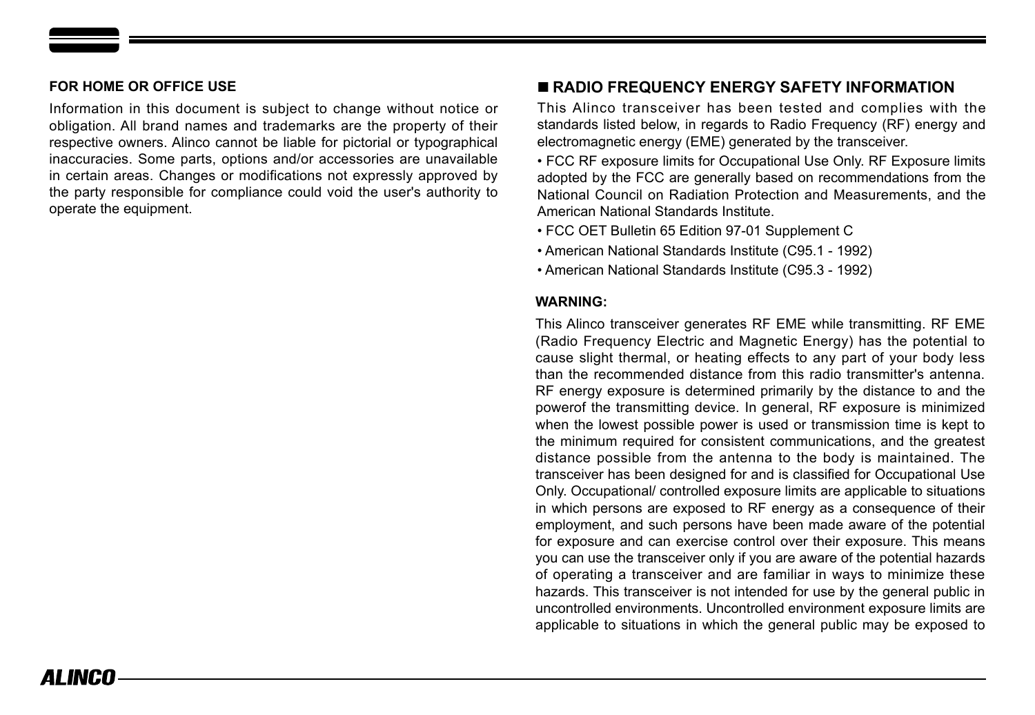**FOR HOME OR OFFICE USE**

Information in this document is subject to change without notice or obligation. All brand names and trademarks are the property of their respective owners. Alinco cannot be liable for pictorial or typographical inaccuracies. Some parts, options and/or accessories are unavailable in certain areas. Changes or modifications not expressly approved by the party responsible for compliance could void the user's authority to operate the equipment.

## ■ RADIO FREQUENCY ENERGY SAFETY INFORMATION

This Alinco transceiver has been tested and complies with the standards listed below, in regards to Radio Frequency (RF) energy and electromagnetic energy (EME) generated by the transceiver.

- FCC RF exposure limits for Occupational Use Only. RF Exposure limits adopted by the FCC are generally based on recommendations from the National Council on Radiation Protection and Measurements, and the American National Standards Institute.
- FCC OET Bulletin 65 Edition 97-01 Supplement C
- American National Standards Institute (C95.1 - 1992)
- American National Standards Institute (C95.3 - 1992)

**WARNING:**

This Alinco transceiver generates RF EME while transmitting. RF EME (Radio Frequency Electric and Magnetic Energy) has the potential to cause slight thermal, or heating effects to any part of your body less than the recommended distance from this radio transmitter's antenna. RF energy exposure is determined primarily by the distance to and the powerof the transmitting device. In general, RF exposure is minimized when the lowest possible power is used or transmission time is kept to the minimum required for consistent communications, and the greatest distance possible from the antenna to the body is maintained. The transceiver has been designed for and is classified for Occupational Use Only. Occupational/ controlled exposure limits are applicable to situations in which persons are exposed to RF energy as a consequence of their employment, and such persons have been made aware of the potential for exposure and can exercise control over their exposure. This means you can use the transceiver only if you are aware of the potential hazards of operating a transceiver and are familiar in ways to minimize these hazards. This transceiver is not intended for use by the general public in uncontrolled environments. Uncontrolled environment exposure limits are applicable to situations in which the general public may be exposed to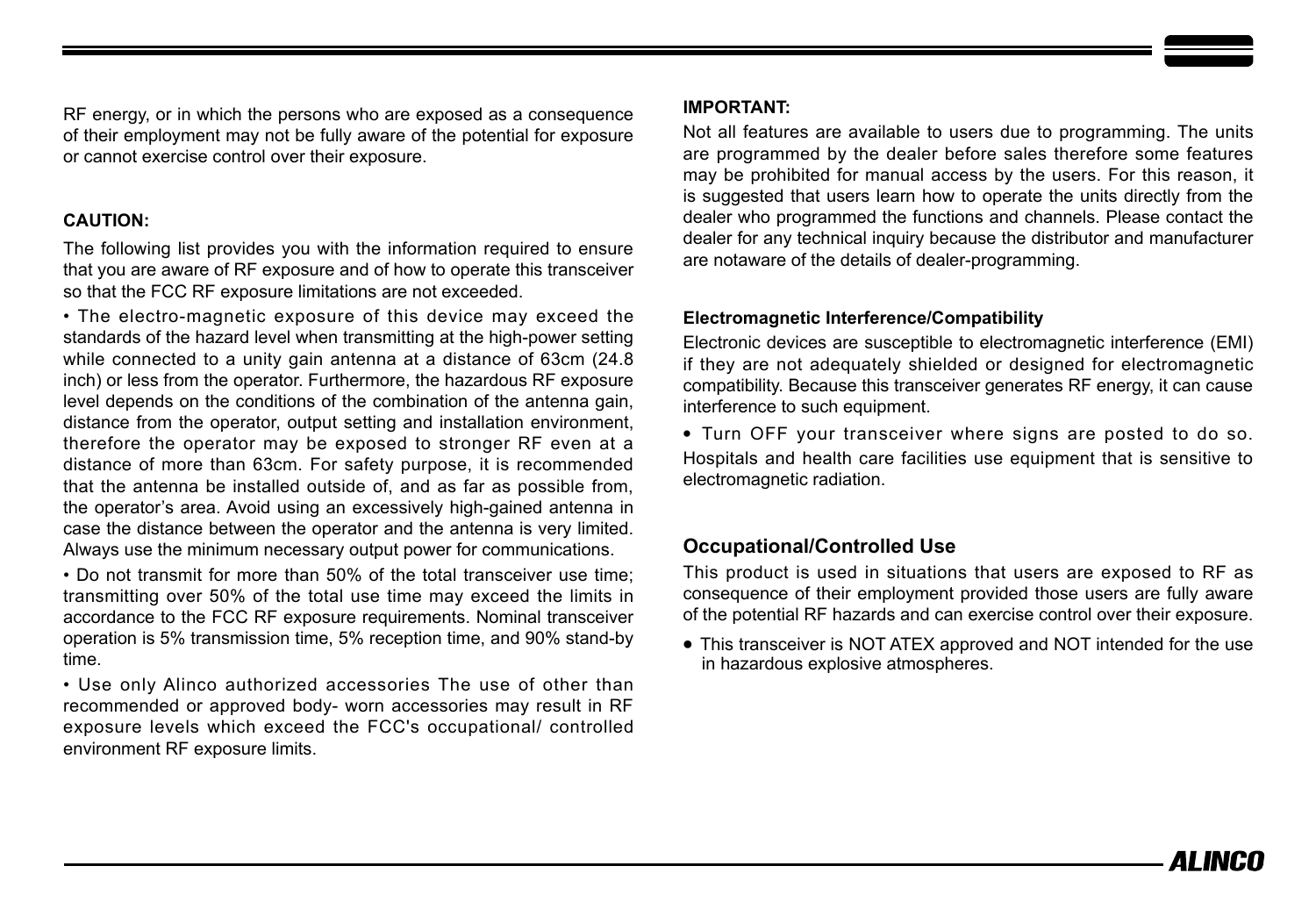RF energy, or in which the persons who are exposed as a consequence of their employment may not be fully aware of the potential for exposure or cannot exercise control over their exposure.

**CAUTION:**

The following list provides you with the information required to ensure that you are aware of RF exposure and of how to operate this transceiver so that the FCC RF exposure limitations are not exceeded.

• The electro-magnetic exposure of this device may exceed the standards of the hazard level when transmitting at the high-power setting while connected to a unity gain antenna at a distance of 63cm (24.8 inch) or less from the operator. Furthermore, the hazardous RF exposure level depends on the conditions of the combination of the antenna gain, distance from the operator, output setting and installation environment, therefore the operator may be exposed to stronger RF even at a distance of more than 63cm. For safety purpose, it is recommended that the antenna be installed outside of, and as far as possible from, the operator's area. Avoid using an excessively high-gained antenna in case the distance between the operator and the antenna is very limited. Always use the minimum necessary output power for communications.

• Do not transmit for more than 50% of the total transceiver use time; transmitting over 50% of the total use time may exceed the limits in accordance to the FCC RF exposure requirements. Nominal transceiver operation is 5% transmission time, 5% reception time, and 90% stand-by time.

• Use only Alinco authorized accessories The use of other than recommended or approved body- worn accessories may result in RF exposure levels which exceed the FCC's occupational/ controlled environment RF exposure limits.

**IMPORTANT:**

Not all features are available to users due to programming. The units are programmed by the dealer before sales therefore some features may be prohibited for manual access by the users. For this reason, it is suggested that users learn how to operate the units directly from the dealer who programmed the functions and channels. Please contact the dealer for any technical inquiry because the distributor and manufacturer are notaware of the details of dealer-programming.

**Electromagnetic Interference/Compatibility**

Electronic devices are susceptible to electromagnetic interference (EMI) if they are not adequately shielded or designed for electromagnetic compatibility. Because this transceiver generates RF energy, it can cause interference to such equipment.

• Turn OFF your transceiver where signs are posted to do so. Hospitals and health care facilities use equipment that is sensitive to electromagnetic radiation.

## Occupational/Controlled Use

This product is used in situations that users are exposed to RF as consequence of their employment provided those users are fully aware of the potential RF hazards and can exercise control over their exposure.

- This transceiver is NOT ATEX approved and NOT intended for the use in hazardous explosive atmospheres.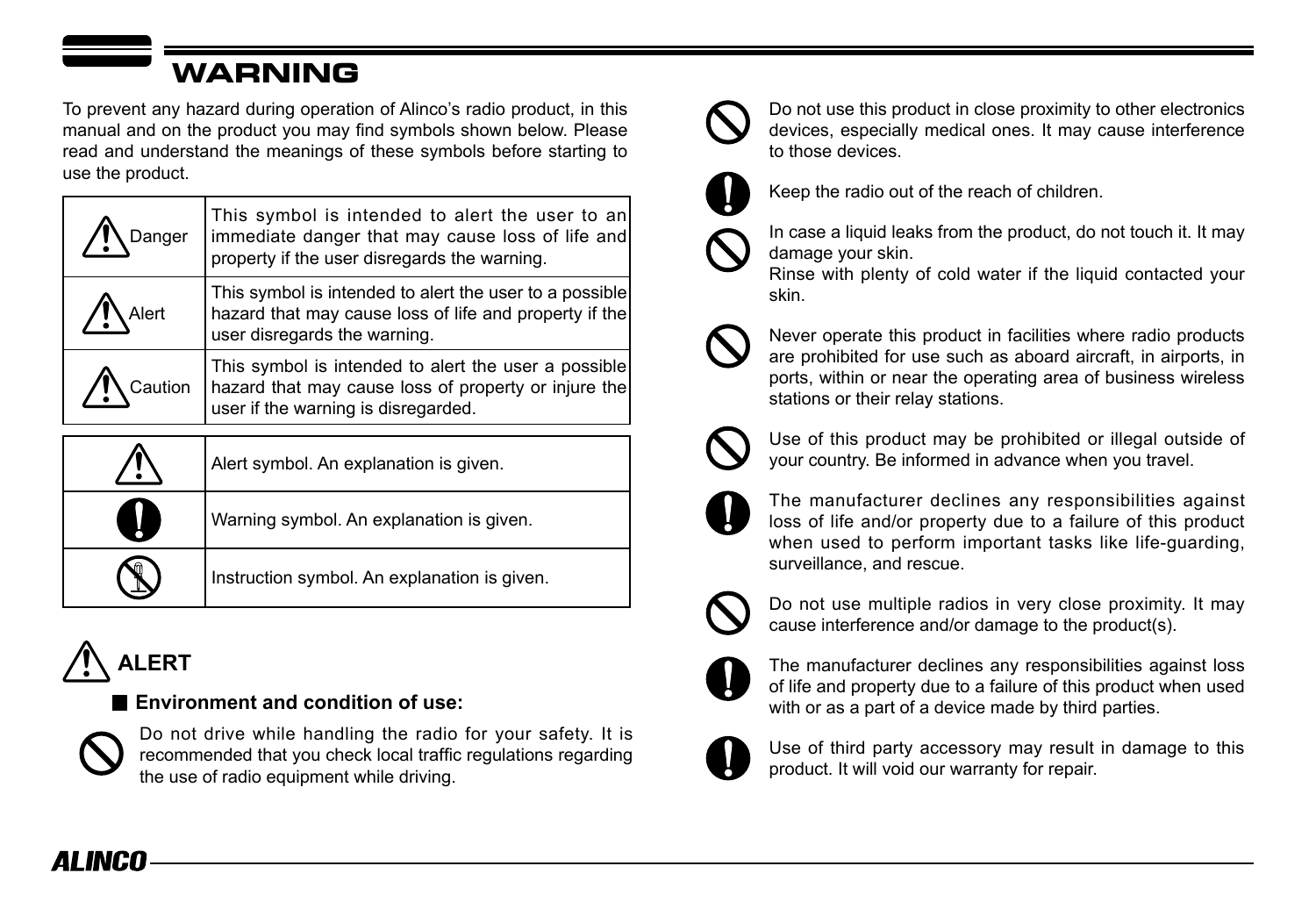# WARNING

To prevent any hazard during operation of Alinco's radio product, in this manual and on the product you may find symbols shown below. Please read and understand the meanings of these symbols before starting to use the product.

| | |
|---|---|
| Danger | This symbol is intended to alert the user to an immediate danger that may cause loss of life and property if the user disregards the warning. |
| Alert | This symbol is intended to alert the user to a possible hazard that may cause loss of life and property if the user disregards the warning. |
| Caution | This symbol is intended to alert the user a possible hazard that may cause loss of property or injure the user if the warning is disregarded. |

| | |
|---|---|
| | Alert symbol. An explanation is given. |
| | Warning symbol. An explanation is given. |
| | Instruction symbol. An explanation is given. |

## ALERT

### Environment and condition of use:

Do not drive while handling the radio for your safety. It is recommended that you check local traffic regulations regarding the use of radio equipment while driving.

Do not use this product in close proximity to other electronics devices, especially medical ones. It may cause interference to those devices.

Keep the radio out of the reach of children.

In case a liquid leaks from the product, do not touch it. It may damage your skin.
Rinse with plenty of cold water if the liquid contacted your skin.

Never operate this product in facilities where radio products are prohibited for use such as aboard aircraft, in airports, in ports, within or near the operating area of business wireless stations or their relay stations.

Use of this product may be prohibited or illegal outside of your country. Be informed in advance when you travel.

The manufacturer declines any responsibilities against loss of life and/or property due to a failure of this product when used to perform important tasks like life-guarding, surveillance, and rescue.

Do not use multiple radios in very close proximity. It may cause interference and/or damage to the product(s).

The manufacturer declines any responsibilities against loss of life and property due to a failure of this product when used with or as a part of a device made by third parties.

Use of third party accessory may result in damage to this product. It will void our warranty for repair.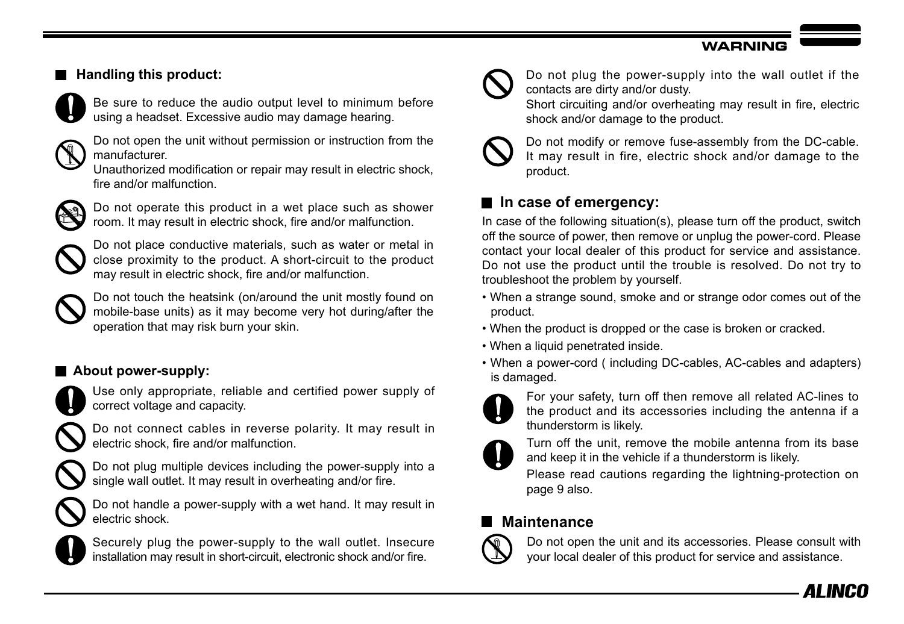## Handling this product:

Be sure to reduce the audio output level to minimum before using a headset. Excessive audio may damage hearing.

Do not open the unit without permission or instruction from the manufacturer.
Unauthorized modification or repair may result in electric shock, fire and/or malfunction.

Do not operate this product in a wet place such as shower room. It may result in electric shock, fire and/or malfunction.

Do not place conductive materials, such as water or metal in close proximity to the product. A short-circuit to the product may result in electric shock, fire and/or malfunction.

Do not touch the heatsink (on/around the unit mostly found on mobile-base units) as it may become very hot during/after the operation that may risk burn your skin.

## About power-supply:

Use only appropriate, reliable and certified power supply of correct voltage and capacity.

Do not connect cables in reverse polarity. It may result in electric shock, fire and/or malfunction.

Do not plug multiple devices including the power-supply into a single wall outlet. It may result in overheating and/or fire.

Do not handle a power-supply with a wet hand. It may result in electric shock.

Securely plug the power-supply to the wall outlet. Insecure installation may result in short-circuit, electronic shock and/or fire.

Do not plug the power-supply into the wall outlet if the contacts are dirty and/or dusty.
Short circuiting and/or overheating may result in fire, electric shock and/or damage to the product.

Do not modify or remove fuse-assembly from the DC-cable. It may result in fire, electric shock and/or damage to the product.

## In case of emergency:

In case of the following situation(s), please turn off the product, switch off the source of power, then remove or unplug the power-cord. Please contact your local dealer of this product for service and assistance. Do not use the product until the trouble is resolved. Do not try to troubleshoot the problem by yourself.

- When a strange sound, smoke and or strange odor comes out of the product.
- When the product is dropped or the case is broken or cracked.
- When a liquid penetrated inside.
- When a power-cord ( including DC-cables, AC-cables and adapters) is damaged.

For your safety, turn off then remove all related AC-lines to the product and its accessories including the antenna if a thunderstorm is likely.

Turn off the unit, remove the mobile antenna from its base and keep it in the vehicle if a thunderstorm is likely.
Please read cautions regarding the lightning-protection on page 9 also.

## Maintenance

Do not open the unit and its accessories. Please consult with your local dealer of this product for service and assistance.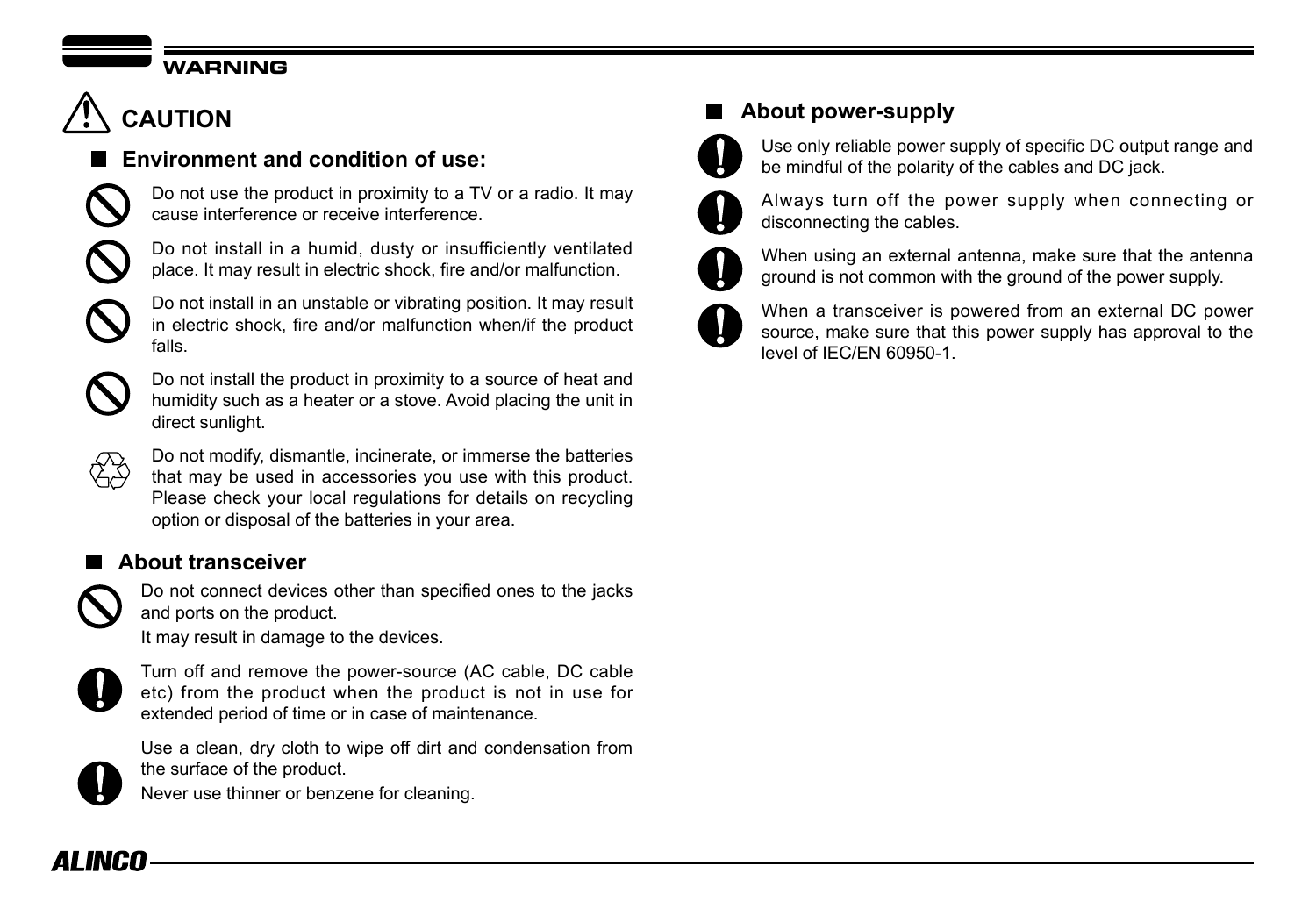## CAUTION

### Environment and condition of use:

- Do not use the product in proximity to a TV or a radio. It may cause interference or receive interference.
- Do not install in a humid, dusty or insufficiently ventilated place. It may result in electric shock, fire and/or malfunction.
- Do not install in an unstable or vibrating position. It may result in electric shock, fire and/or malfunction when/if the product falls.
- Do not install the product in proximity to a source of heat and humidity such as a heater or a stove. Avoid placing the unit in direct sunlight.
- Do not modify, dismantle, incinerate, or immerse the batteries that may be used in accessories you use with this product. Please check your local regulations for details on recycling option or disposal of the batteries in your area.

### About transceiver

- Do not connect devices other than specified ones to the jacks and ports on the product.
  It may result in damage to the devices.
- Turn off and remove the power-source (AC cable, DC cable etc) from the product when the product is not in use for extended period of time or in case of maintenance.
- Use a clean, dry cloth to wipe off dirt and condensation from the surface of the product.
  Never use thinner or benzene for cleaning.

### About power-supply

- Use only reliable power supply of specific DC output range and be mindful of the polarity of the cables and DC jack.
- Always turn off the power supply when connecting or disconnecting the cables.
- When using an external antenna, make sure that the antenna ground is not common with the ground of the power supply.
- When a transceiver is powered from an external DC power source, make sure that this power supply has approval to the level of IEC/EN 60950-1.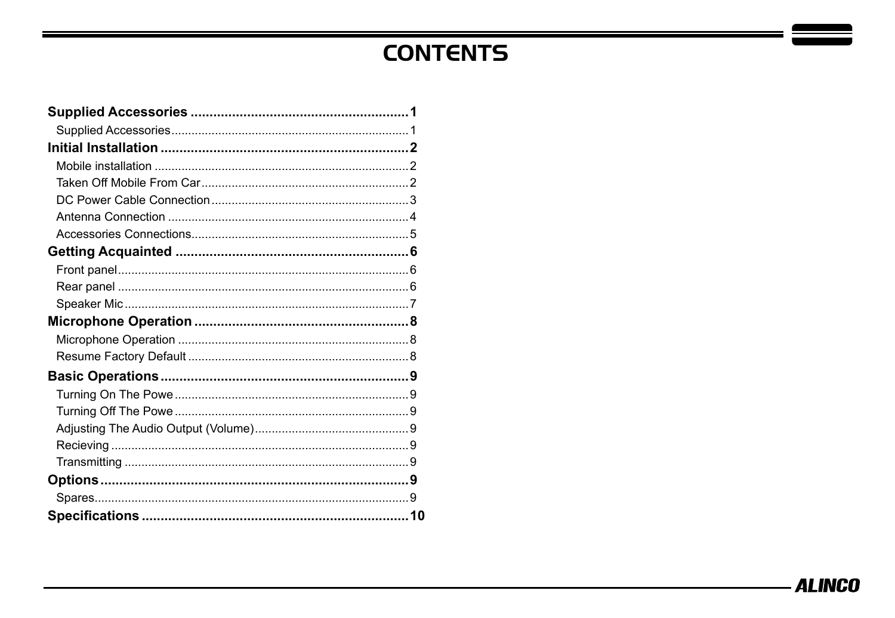# CONTENTS

**Supplied Accessories ......................................................... 1**

Supplied Accessories ....................................................................... 1

**Initial Installation ................................................................. 2**

Mobile installation ............................................................................ 2

Taken Off Mobile From Car .............................................................. 2

DC Power Cable Connection ........................................................... 3

Antenna Connection ........................................................................ 4

Accessories Connections ................................................................. 5

**Getting Acquainted ............................................................. 6**

Front panel ...................................................................................... 6

Rear panel ....................................................................................... 6

Speaker Mic ..................................................................................... 7

**Microphone Operation ........................................................ 8**

Microphone Operation ..................................................................... 8

Resume Factory Default .................................................................. 8

**Basic Operations ................................................................. 9**

Turning On The Powe ...................................................................... 9

Turning Off The Powe ...................................................................... 9

Adjusting The Audio Output (Volume) .............................................. 9

Recieving ......................................................................................... 9

Transmitting ..................................................................................... 9

**Options ................................................................................. 9**

Spares .............................................................................................. 9

**Specifications ...................................................................... 10**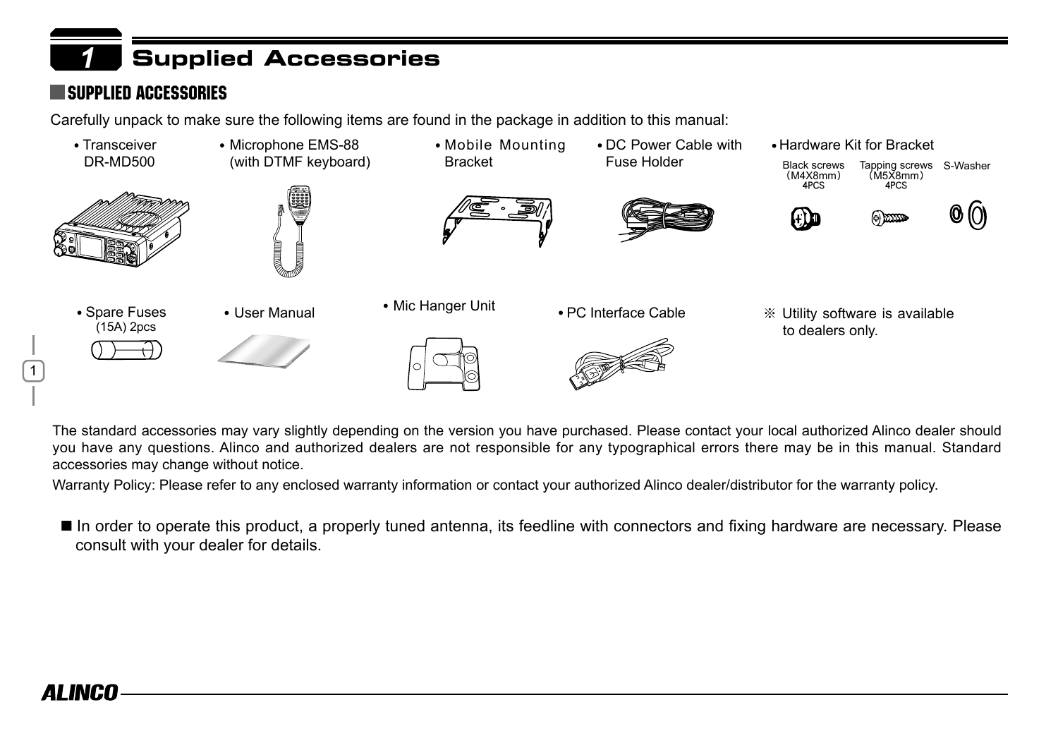# 1 Supplied Accessories

## SUPPLIED ACCESSORIES

Carefully unpack to make sure the following items are found in the package in addition to this manual:

- Transceiver DR-MD500
- Microphone EMS-88 (with DTMF keyboard)
- Mobile Mounting Bracket
- DC Power Cable with Fuse Holder
- Hardware Kit for Bracket
  - Black screws (M4X8mm) 4PCS
  - Tapping screws (M5X8mm) 4PCS
  - S-Washer
- Spare Fuses (15A) 2pcs
- User Manual
- Mic Hanger Unit
- PC Interface Cable

※ Utility software is available to dealers only.

The standard accessories may vary slightly depending on the version you have purchased. Please contact your local authorized Alinco dealer should you have any questions. Alinco and authorized dealers are not responsible for any typographical errors there may be in this manual. Standard accessories may change without notice.

Warranty Policy: Please refer to any enclosed warranty information or contact your authorized Alinco dealer/distributor for the warranty policy.

■ In order to operate this product, a properly tuned antenna, its feedline with connectors and fixing hardware are necessary. Please consult with your dealer for details.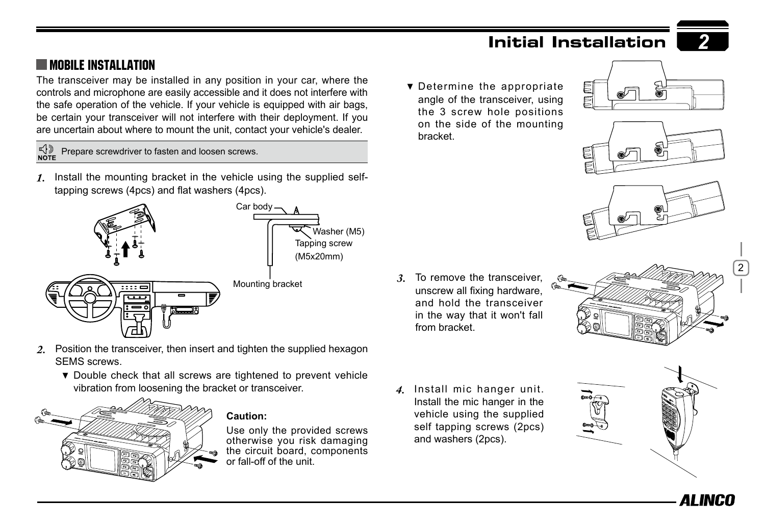## MOBILE INSTALLATION

The transceiver may be installed in any position in your car, where the controls and microphone are easily accessible and it does not interfere with the safe operation of the vehicle. If your vehicle is equipped with air bags, be certain your transceiver will not interfere with their deployment. If you are uncertain about where to mount the unit, contact your vehicle's dealer.

**NOTE** Prepare screwdriver to fasten and loosen screws.

1. Install the mounting bracket in the vehicle using the supplied self-tapping screws (4pcs) and flat washers (4pcs).

Car body
Washer (M5)
Tapping screw (M5x20mm)
Mounting bracket

2. Position the transceiver, then insert and tighten the supplied hexagon SEMS screws.
   - ▼ Double check that all screws are tightened to prevent vehicle vibration from loosening the bracket or transceiver.

**Caution:**

Use only the provided screws otherwise you risk damaging the circuit board, components or fall-off of the unit.

- ▼ Determine the appropriate angle of the transceiver, using the 3 screw hole positions on the side of the mounting bracket.

3. To remove the transceiver, unscrew all fixing hardware, and hold the transceiver in the way that it won't fall from bracket.

4. Install mic hanger unit. Install the mic hanger in the vehicle using the supplied self tapping screws (2pcs) and washers (2pcs).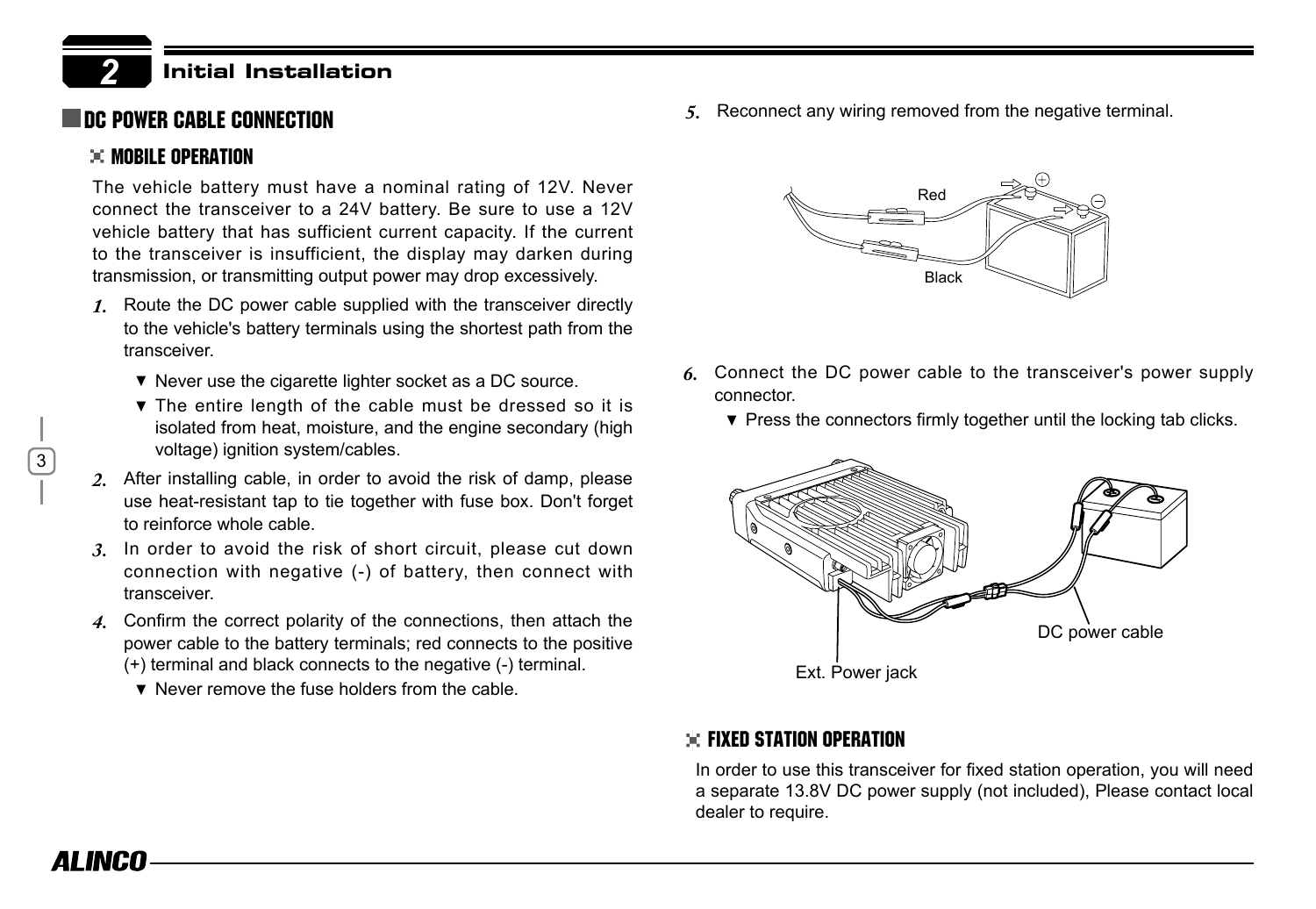## DC POWER CABLE CONNECTION

### MOBILE OPERATION

The vehicle battery must have a nominal rating of 12V. Never connect the transceiver to a 24V battery. Be sure to use a 12V vehicle battery that has sufficient current capacity. If the current to the transceiver is insufficient, the display may darken during transmission, or transmitting output power may drop excessively.

1. Route the DC power cable supplied with the transceiver directly to the vehicle's battery terminals using the shortest path from the transceiver.
   - ▼ Never use the cigarette lighter socket as a DC source.
   - ▼ The entire length of the cable must be dressed so it is isolated from heat, moisture, and the engine secondary (high voltage) ignition system/cables.
2. After installing cable, in order to avoid the risk of damp, please use heat-resistant tap to tie together with fuse box. Don't forget to reinforce whole cable.
3. In order to avoid the risk of short circuit, please cut down connection with negative (-) of battery, then connect with transceiver.
4. Confirm the correct polarity of the connections, then attach the power cable to the battery terminals; red connects to the positive (+) terminal and black connects to the negative (-) terminal.
   - ▼ Never remove the fuse holders from the cable.
5. Reconnect any wiring removed from the negative terminal.

Red
Black

6. Connect the DC power cable to the transceiver's power supply connector.
   - ▼ Press the connectors firmly together until the locking tab clicks.

DC power cable
Ext. Power jack

### FIXED STATION OPERATION

In order to use this transceiver for fixed station operation, you will need a separate 13.8V DC power supply (not included), Please contact local dealer to require.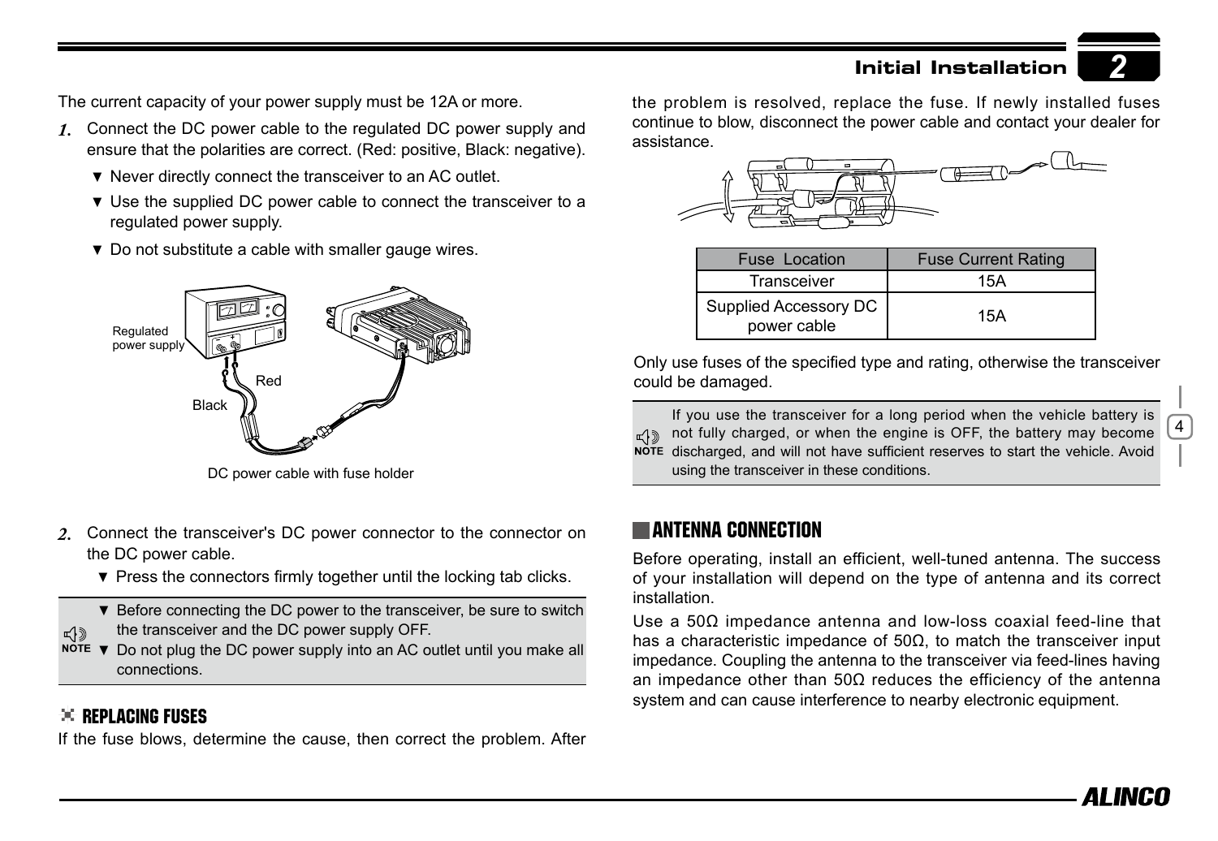The current capacity of your power supply must be 12A or more.

1. Connect the DC power cable to the regulated DC power supply and ensure that the polarities are correct. (Red: positive, Black: negative).
   - ▼ Never directly connect the transceiver to an AC outlet.
   - ▼ Use the supplied DC power cable to connect the transceiver to a regulated power supply.
   - ▼ Do not substitute a cable with smaller gauge wires.

Regulated power supply

Red

Black

DC power cable with fuse holder

2. Connect the transceiver's DC power connector to the connector on the DC power cable.
   - ▼ Press the connectors firmly together until the locking tab clicks.

> **NOTE**
> ▼ Before connecting the DC power to the transceiver, be sure to switch the transceiver and the DC power supply OFF.
> ▼ Do not plug the DC power supply into an AC outlet until you make all connections.

### REPLACING FUSES

If the fuse blows, determine the cause, then correct the problem. After the problem is resolved, replace the fuse. If newly installed fuses continue to blow, disconnect the power cable and contact your dealer for assistance.

| Fuse Location | Fuse Current Rating |
| --- | --- |
| Transceiver | 15A |
| Supplied Accessory DC power cable | 15A |

Only use fuses of the specified type and rating, otherwise the transceiver could be damaged.

> **NOTE**
> If you use the transceiver for a long period when the vehicle battery is not fully charged, or when the engine is OFF, the battery may become discharged, and will not have sufficient reserves to start the vehicle. Avoid using the transceiver in these conditions.

## ANTENNA CONNECTION

Before operating, install an efficient, well-tuned antenna. The success of your installation will depend on the type of antenna and its correct installation.

Use a 50Ω impedance antenna and low-loss coaxial feed-line that has a characteristic impedance of 50Ω, to match the transceiver input impedance. Coupling the antenna to the transceiver via feed-lines having an impedance other than 50Ω reduces the efficiency of the antenna system and can cause interference to nearby electronic equipment.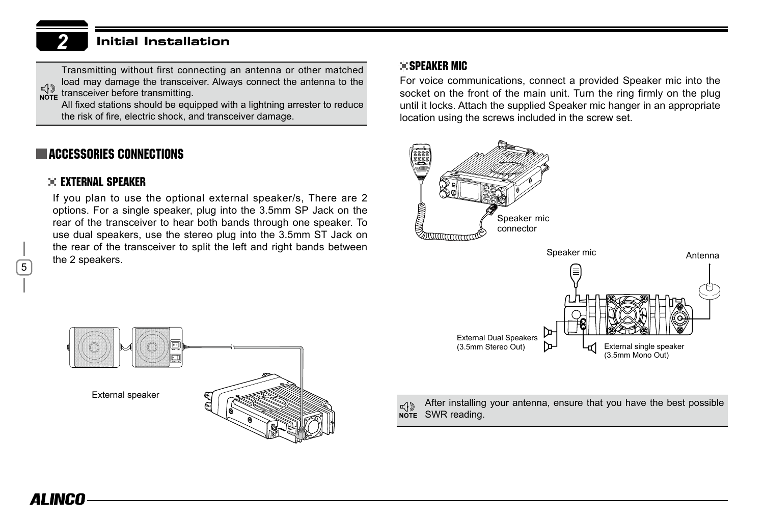## 2 Initial Installation

> **NOTE:** Transmitting without first connecting an antenna or other matched load may damage the transceiver. Always connect the antenna to the transceiver before transmitting.
> All fixed stations should be equipped with a lightning arrester to reduce the risk of fire, electric shock, and transceiver damage.

## ACCESSORIES CONNECTIONS

### EXTERNAL SPEAKER

If you plan to use the optional external speaker/s, There are 2 options. For a single speaker, plug into the 3.5mm SP Jack on the rear of the transceiver to hear both bands through one speaker. To use dual speakers, use the stereo plug into the 3.5mm ST Jack on the rear of the transceiver to split the left and right bands between the 2 speakers.

External speaker

### SPEAKER MIC

For voice communications, connect a provided Speaker mic into the socket on the front of the main unit. Turn the ring firmly on the plug until it locks. Attach the supplied Speaker mic hanger in an appropriate location using the screws included in the screw set.

Speaker mic connector

Speaker mic

Antenna

External Dual Speakers (3.5mm Stereo Out)

External single speaker (3.5mm Mono Out)

> **NOTE:** After installing your antenna, ensure that you have the best possible SWR reading.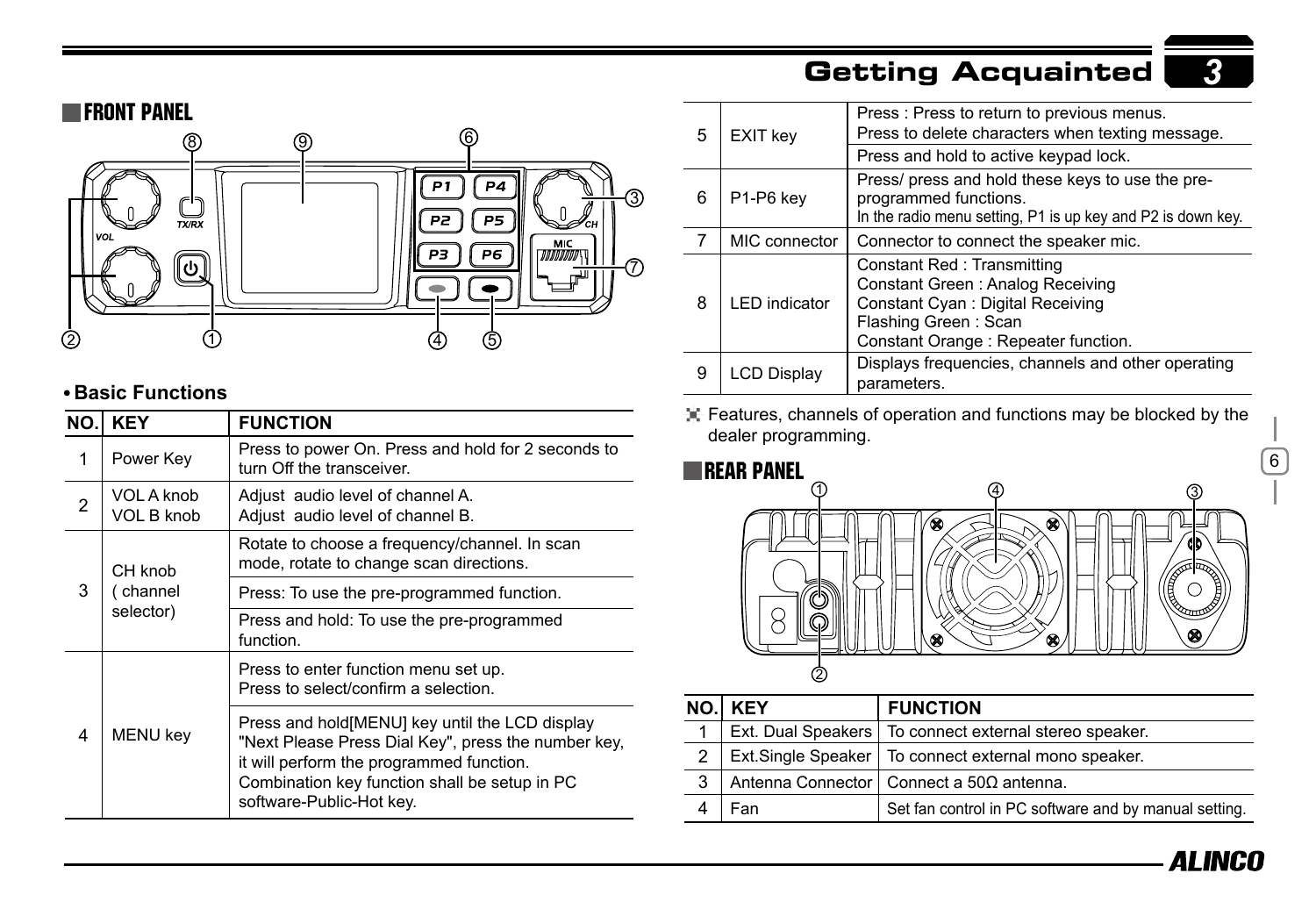## FRONT PANEL

**• Basic Functions**

| NO. | KEY | FUNCTION |
|---|---|---|
| 1 | Power Key | Press to power On. Press and hold for 2 seconds to turn Off the transceiver. |
| 2 | VOL A knob<br>VOL B knob | Adjust audio level of channel A.<br>Adjust audio level of channel B. |
| 3 | CH knob ( channel selector) | Rotate to choose a frequency/channel. In scan mode, rotate to change scan directions. |
| | | Press: To use the pre-programmed function. |
| | | Press and hold: To use the pre-programmed function. |
| 4 | MENU key | Press to enter function menu set up.<br>Press to select/confirm a selection. |
| | | Press and hold[MENU] key until the LCD display "Next Please Press Dial Key", press the number key, it will perform the programmed function.<br>Combination key function shall be setup in PC software-Public-Hot key. |
| 5 | EXIT key | Press : Press to return to previous menus.<br>Press to delete characters when texting message. |
| | | Press and hold to active keypad lock. |
| 6 | P1-P6 key | Press/ press and hold these keys to use the pre-programmed functions.<br>In the radio menu setting, P1 is up key and P2 is down key. |
| 7 | MIC connector | Connector to connect the speaker mic. |
| 8 | LED indicator | Constant Red : Transmitting<br>Constant Green : Analog Receiving<br>Constant Cyan : Digital Receiving<br>Flashing Green : Scan<br>Constant Orange : Repeater function. |
| 9 | LCD Display | Displays frequencies, channels and other operating parameters. |

Features, channels of operation and functions may be blocked by the dealer programming.

## REAR PANEL

| NO. | KEY | FUNCTION |
|---|---|---|
| 1 | Ext. Dual Speakers | To connect external stereo speaker. |
| 2 | Ext.Single Speaker | To connect external mono speaker. |
| 3 | Antenna Connector | Connect a 50Ω antenna. |
| 4 | Fan | Set fan control in PC software and by manual setting. |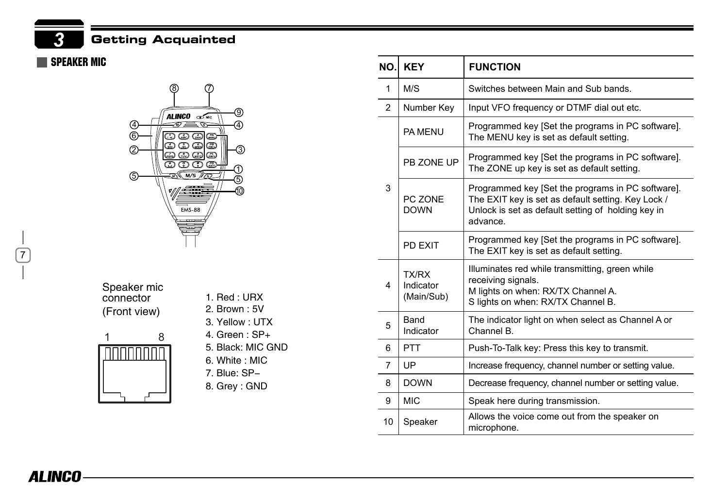## SPEAKER MIC

Speaker mic connector (Front view)

1. Red : URX
2. Brown : 5V
3. Yellow : UTX
4. Green : SP+
5. Black: MIC GND
6. White : MIC
7. Blue: SP−
8. Grey : GND

| NO. | KEY | FUNCTION |
|---|---|---|
| 1 | M/S | Switches between Main and Sub bands. |
| 2 | Number Key | Input VFO frequency or DTMF dial out etc. |
| 3 | PA MENU | Programmed key [Set the programs in PC software]. The MENU key is set as default setting. |
|  | PB ZONE UP | Programmed key [Set the programs in PC software]. The ZONE up key is set as default setting. |
|  | PC ZONE DOWN | Programmed key [Set the programs in PC software]. The EXIT key is set as default setting. Key Lock / Unlock is set as default setting of holding key in advance. |
|  | PD EXIT | Programmed key [Set the programs in PC software]. The EXIT key is set as default setting. |
| 4 | TX/RX Indicator (Main/Sub) | Illuminates red while transmitting, green while receiving signals. M lights on when: RX/TX Channel A. S lights on when: RX/TX Channel B. |
| 5 | Band Indicator | The indicator light on when select as Channel A or Channel B. |
| 6 | PTT | Push-To-Talk key: Press this key to transmit. |
| 7 | UP | Increase frequency, channel number or setting value. |
| 8 | DOWN | Decrease frequency, channel number or setting value. |
| 9 | MIC | Speak here during transmission. |
| 10 | Speaker | Allows the voice come out from the speaker on microphone. |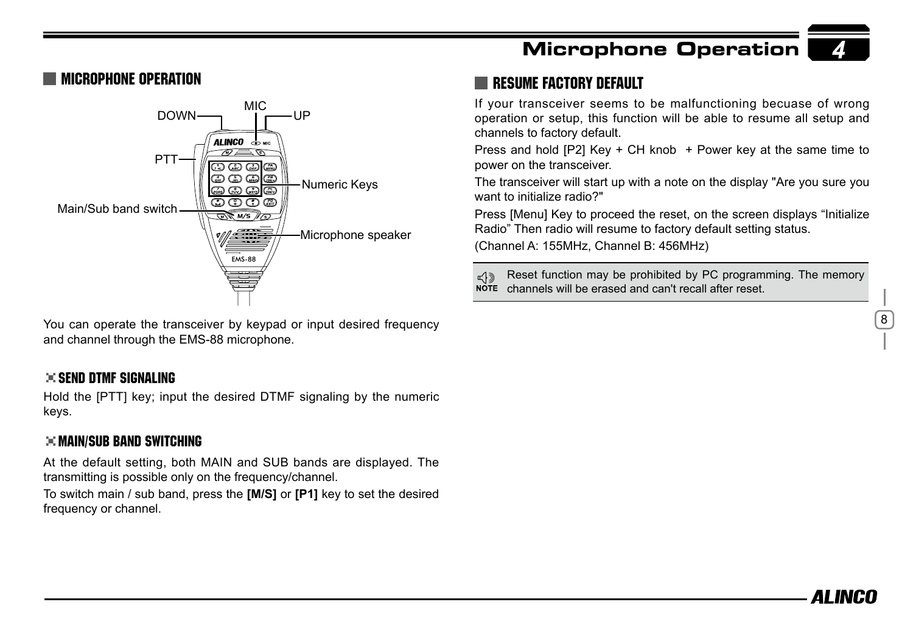## MICROPHONE OPERATION

You can operate the transceiver by keypad or input desired frequency and channel through the EMS-88 microphone.

### SEND DTMF SIGNALING

Hold the [PTT] key; input the desired DTMF signaling by the numeric keys.

### MAIN/SUB BAND SWITCHING

At the default setting, both MAIN and SUB bands are displayed. The transmitting is possible only on the frequency/channel.

To switch main / sub band, press the **[M/S]** or **[P1]** key to set the desired frequency or channel.

## RESUME FACTORY DEFAULT

If your transceiver seems to be malfunctioning becuase of wrong operation or setup, this function will be able to resume all setup and channels to factory default.

Press and hold [P2] Key + CH knob + Power key at the same time to power on the transceiver.

The transceiver will start up with a note on the display "Are you sure you want to initialize radio?"

Press [Menu] Key to proceed the reset, on the screen displays “Initialize Radio” Then radio will resume to factory default setting status.

(Channel A: 155MHz, Channel B: 456MHz)

**NOTE** Reset function may be prohibited by PC programming. The memory channels will be erased and can't recall after reset.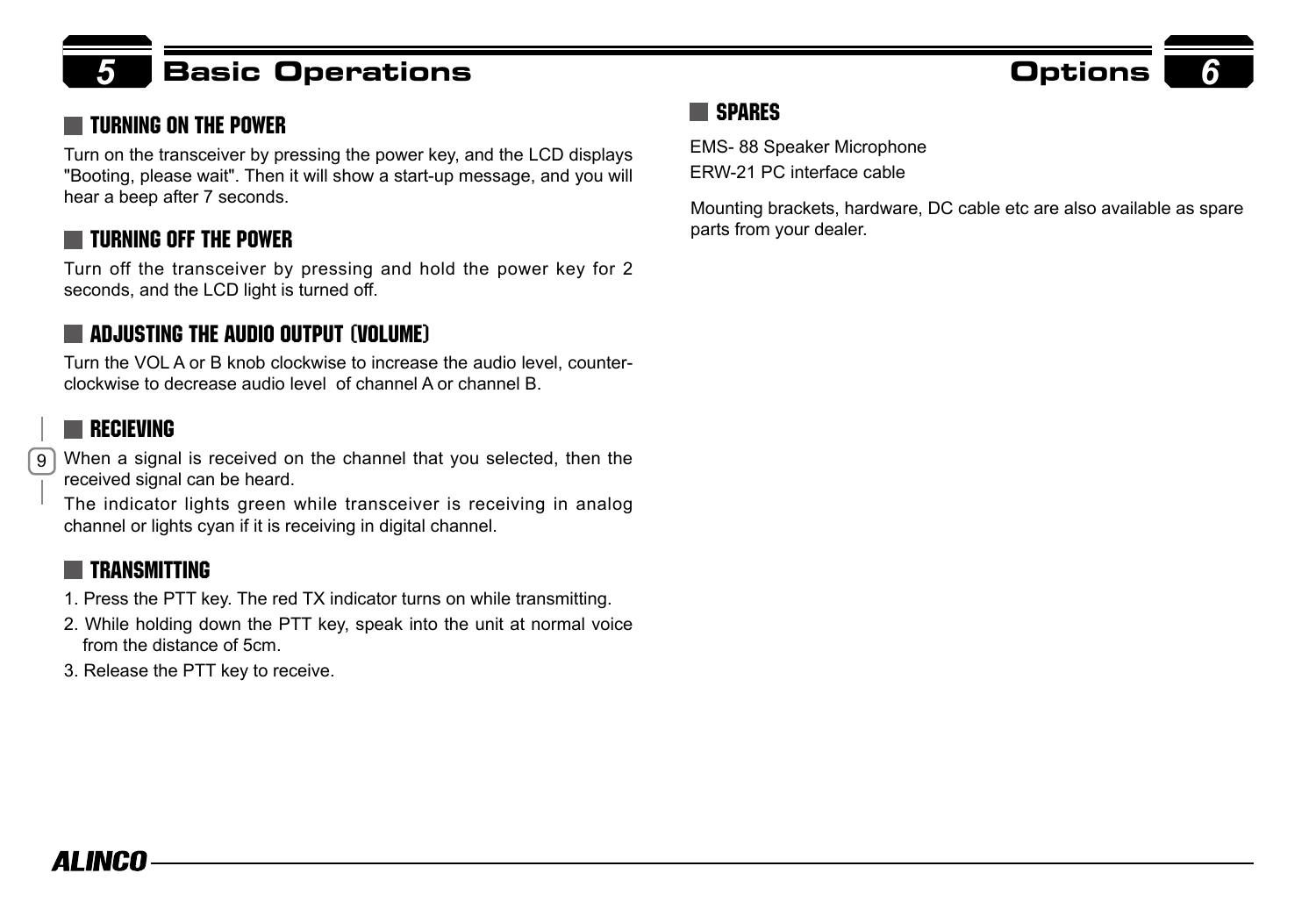# 5 Basic Operations

## TURNING ON THE POWER

Turn on the transceiver by pressing the power key, and the LCD displays "Booting, please wait". Then it will show a start-up message, and you will hear a beep after 7 seconds.

## TURNING OFF THE POWER

Turn off the transceiver by pressing and hold the power key for 2 seconds, and the LCD light is turned off.

## ADJUSTING THE AUDIO OUTPUT (VOLUME)

Turn the VOL A or B knob clockwise to increase the audio level, counter-clockwise to decrease audio level of channel A or channel B.

## RECIEVING

When a signal is received on the channel that you selected, then the received signal can be heard.

The indicator lights green while transceiver is receiving in analog channel or lights cyan if it is receiving in digital channel.

## TRANSMITTING

1. Press the PTT key. The red TX indicator turns on while transmitting.
2. While holding down the PTT key, speak into the unit at normal voice from the distance of 5cm.
3. Release the PTT key to receive.

# Options 6

## SPARES

EMS- 88 Speaker Microphone
ERW-21 PC interface cable

Mounting brackets, hardware, DC cable etc are also available as spare parts from your dealer.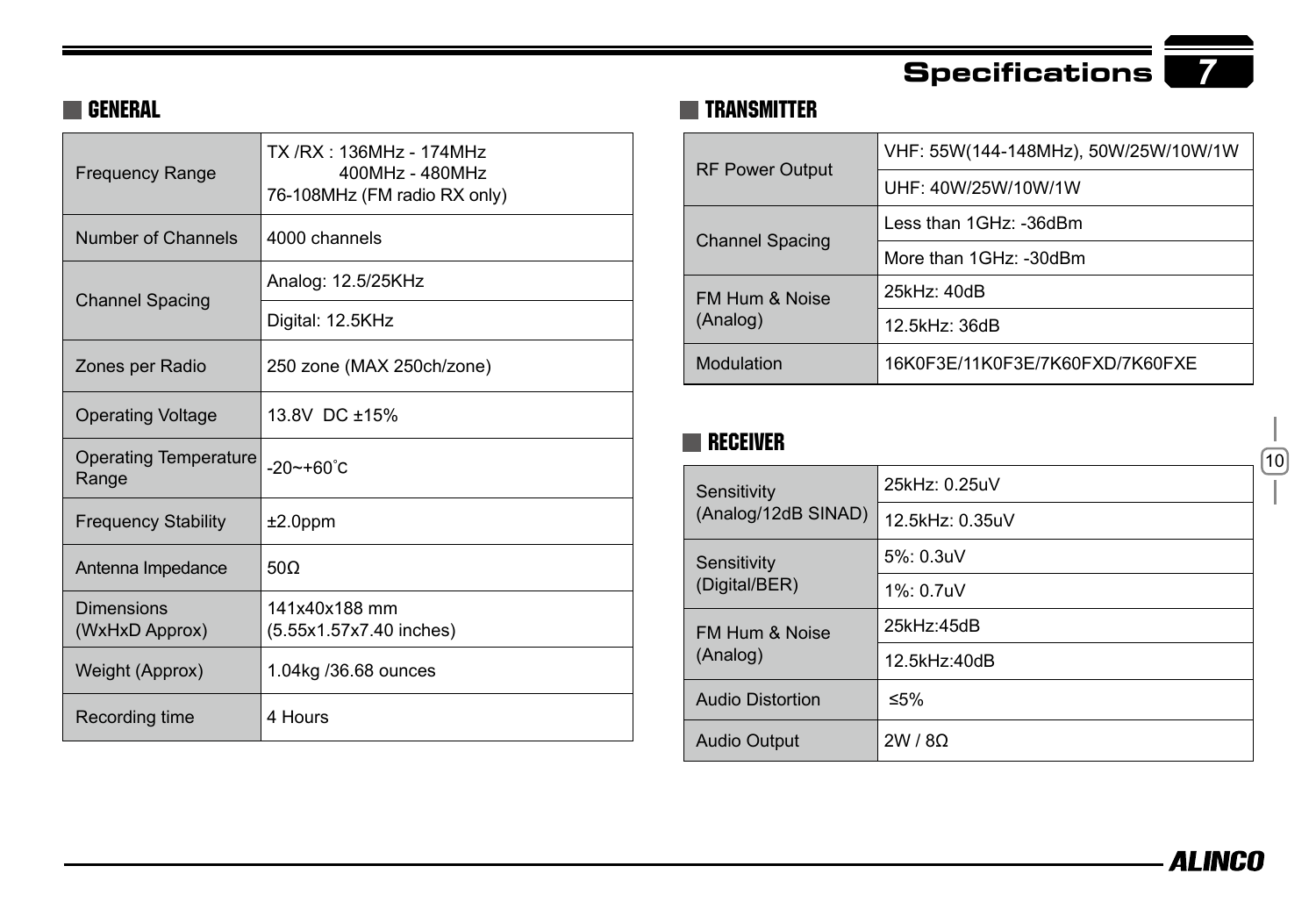# Specifications 7

## GENERAL

| | |
|---|---|
| Frequency Range | TX /RX : 136MHz - 174MHz<br>400MHz - 480MHz<br>76-108MHz (FM radio RX only) |
| Number of Channels | 4000 channels |
| Channel Spacing | Analog: 12.5/25KHz |
| | Digital: 12.5KHz |
| Zones per Radio | 250 zone (MAX 250ch/zone) |
| Operating Voltage | 13.8V DC ±15% |
| Operating Temperature Range | -20~+60˚C |
| Frequency Stability | ±2.0ppm |
| Antenna Impedance | 50Ω |
| Dimensions (WxHxD Approx) | 141x40x188 mm<br>(5.55x1.57x7.40 inches) |
| Weight (Approx) | 1.04kg /36.68 ounces |
| Recording time | 4 Hours |

## TRANSMITTER

| | |
|---|---|
| RF Power Output | VHF: 55W(144-148MHz), 50W/25W/10W/1W |
| | UHF: 40W/25W/10W/1W |
| Channel Spacing | Less than 1GHz: -36dBm |
| | More than 1GHz: -30dBm |
| FM Hum & Noise (Analog) | 25kHz: 40dB |
| | 12.5kHz: 36dB |
| Modulation | 16K0F3E/11K0F3E/7K60FXD/7K60FXE |

## RECEIVER

| | |
|---|---|
| Sensitivity (Analog/12dB SINAD) | 25kHz: 0.25uV |
| | 12.5kHz: 0.35uV |
| Sensitivity (Digital/BER) | 5%: 0.3uV |
| | 1%: 0.7uV |
| FM Hum & Noise (Analog) | 25kHz:45dB |
| | 12.5kHz:40dB |
| Audio Distortion | ≤5% |
| Audio Output | 2W / 8Ω |